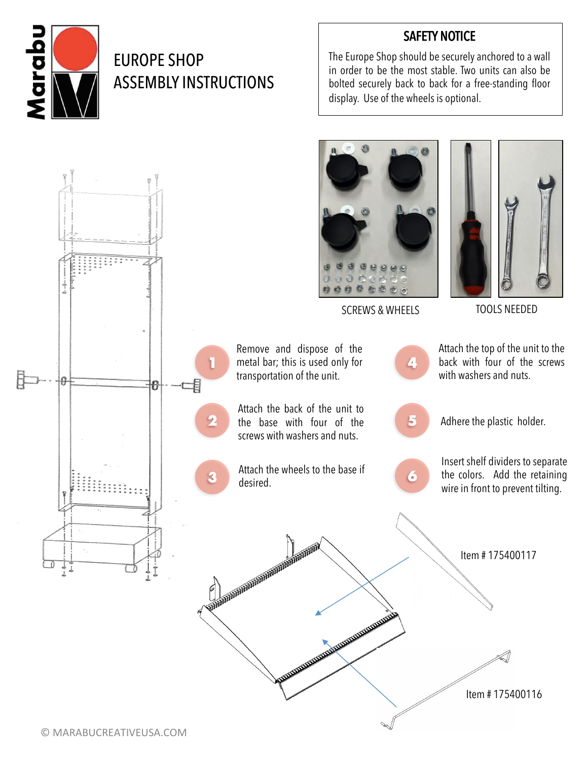Marabu

# EUROPE SHOP ASSEMBLY INSTRUCTIONS

**SAFETY NOTICE**

The Europe Shop should be securely anchored to a wall in order to be the most stable. Two units can also be bolted securely back to back for a free-standing floor display. Use of the wheels is optional.

SCREWS & WHEELS

TOOLS NEEDED

1. Remove and dispose of the metal bar; this is used only for transportation of the unit.
2. Attach the back of the unit to the base with four of the screws with washers and nuts.
3. Attach the wheels to the base if desired.
4. Attach the top of the unit to the back with four of the screws with washers and nuts.
5. Adhere the plastic holder.
6. Insert shelf dividers to separate the colors. Add the retaining wire in front to prevent tilting.

Item # 175400117

Item # 175400116

© MARABUCREATIVEUSA.COM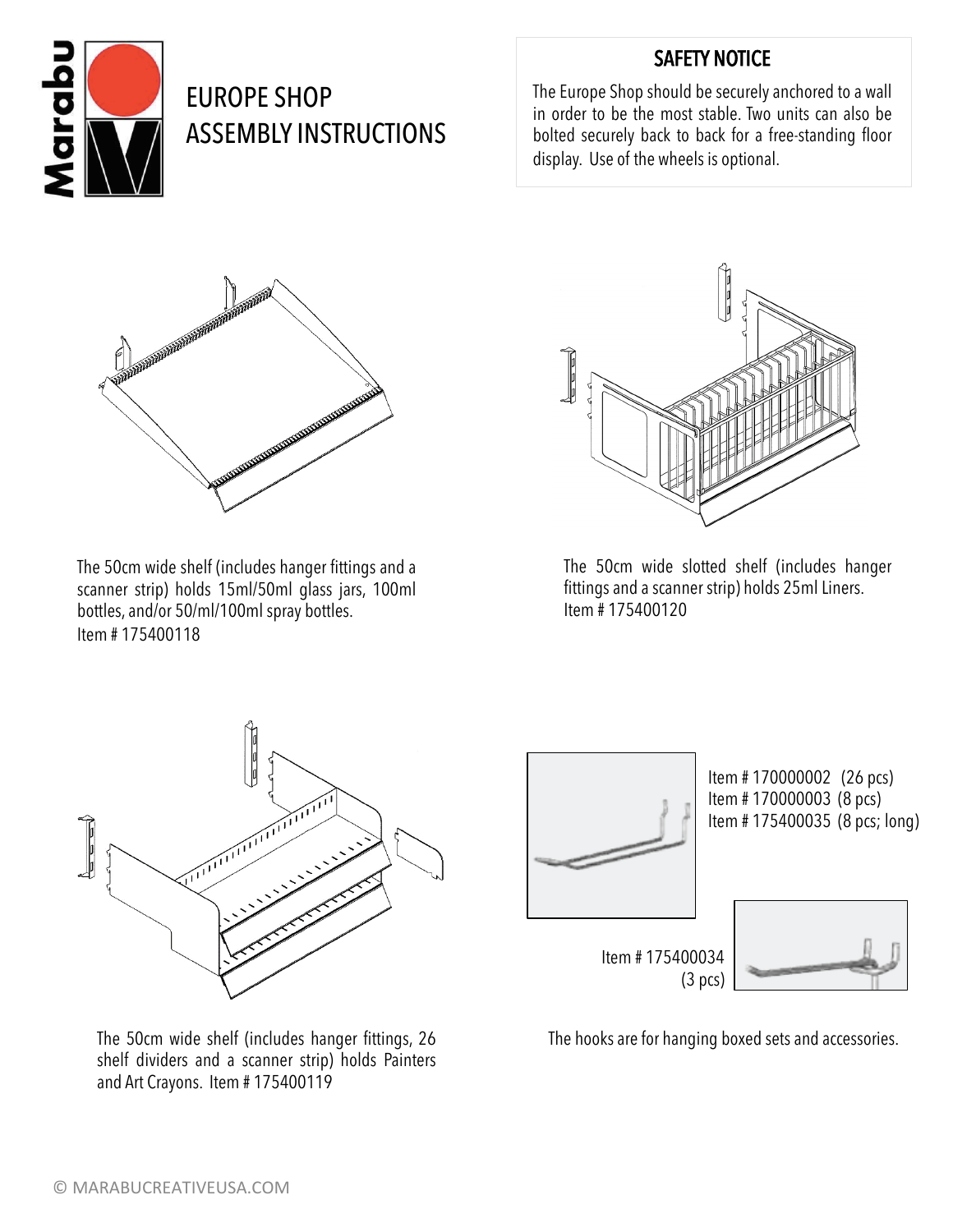# EUROPE SHOP ASSEMBLY INSTRUCTIONS

## SAFETY NOTICE

The Europe Shop should be securely anchored to a wall in order to be the most stable. Two units can also be bolted securely back to back for a free-standing floor display. Use of the wheels is optional.

The 50cm wide shelf (includes hanger fittings and a scanner strip) holds 15ml/50ml glass jars, 100ml bottles, and/or 50/ml/100ml spray bottles.
Item # 175400118

The 50cm wide slotted shelf (includes hanger fittings and a scanner strip) holds 25ml Liners.
Item # 175400120

The 50cm wide shelf (includes hanger fittings, 26 shelf dividers and a scanner strip) holds Painters and Art Crayons. Item # 175400119

Item # 170000002 (26 pcs)
Item # 170000003 (8 pcs)
Item # 175400035 (8 pcs; long)

Item # 175400034
(3 pcs)

The hooks are for hanging boxed sets and accessories.

© MARABUCREATIVEUSA.COM